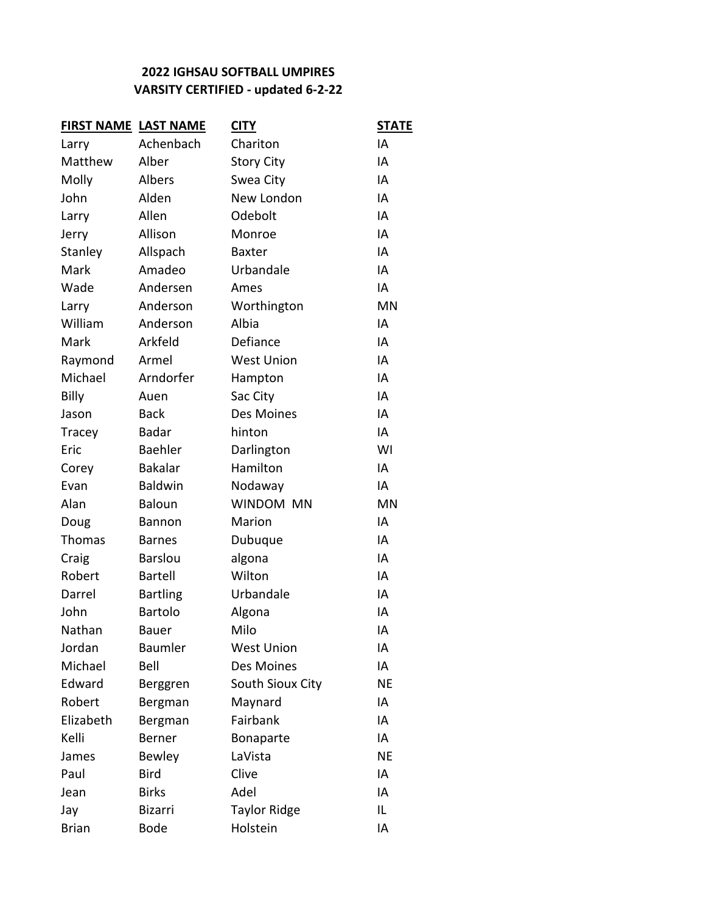**2022 IGHSAU SOFTBALL UMPIRES**
**VARSITY CERTIFIED - updated 6-2-22**

| FIRST NAME | LAST NAME | CITY | STATE |
|---|---|---|---|
| Larry | Achenbach | Chariton | IA |
| Matthew | Alber | Story City | IA |
| Molly | Albers | Swea City | IA |
| John | Alden | New London | IA |
| Larry | Allen | Odebolt | IA |
| Jerry | Allison | Monroe | IA |
| Stanley | Allspach | Baxter | IA |
| Mark | Amadeo | Urbandale | IA |
| Wade | Andersen | Ames | IA |
| Larry | Anderson | Worthington | MN |
| William | Anderson | Albia | IA |
| Mark | Arkfeld | Defiance | IA |
| Raymond | Armel | West Union | IA |
| Michael | Arndorfer | Hampton | IA |
| Billy | Auen | Sac City | IA |
| Jason | Back | Des Moines | IA |
| Tracey | Badar | hinton | IA |
| Eric | Baehler | Darlington | WI |
| Corey | Bakalar | Hamilton | IA |
| Evan | Baldwin | Nodaway | IA |
| Alan | Baloun | WINDOM MN | MN |
| Doug | Bannon | Marion | IA |
| Thomas | Barnes | Dubuque | IA |
| Craig | Barslou | algona | IA |
| Robert | Bartell | Wilton | IA |
| Darrel | Bartling | Urbandale | IA |
| John | Bartolo | Algona | IA |
| Nathan | Bauer | Milo | IA |
| Jordan | Baumler | West Union | IA |
| Michael | Bell | Des Moines | IA |
| Edward | Berggren | South Sioux City | NE |
| Robert | Bergman | Maynard | IA |
| Elizabeth | Bergman | Fairbank | IA |
| Kelli | Berner | Bonaparte | IA |
| James | Bewley | LaVista | NE |
| Paul | Bird | Clive | IA |
| Jean | Birks | Adel | IA |
| Jay | Bizarri | Taylor Ridge | IL |
| Brian | Bode | Holstein | IA |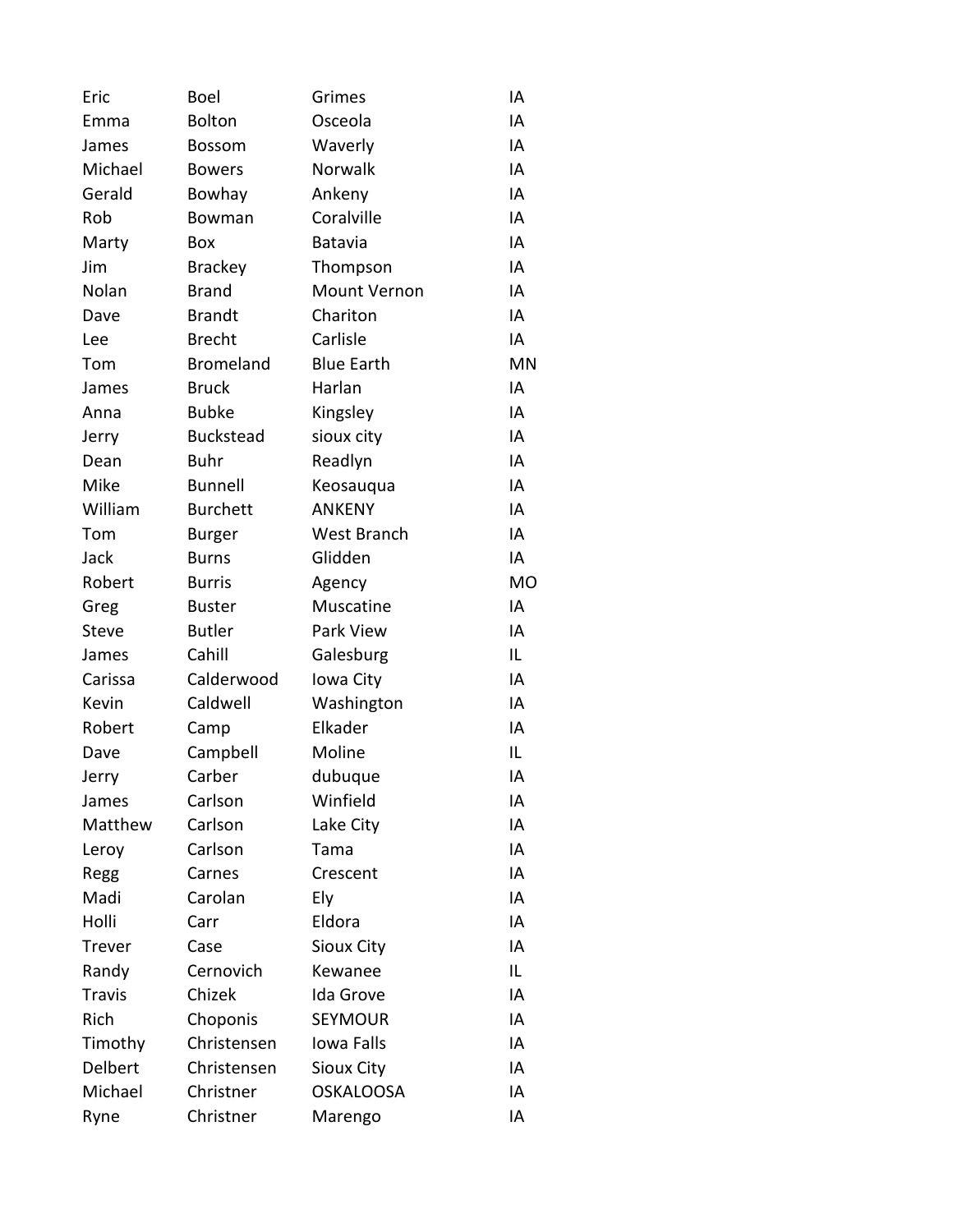| | | | |
|---|---|---|---|
| Eric | Boel | Grimes | IA |
| Emma | Bolton | Osceola | IA |
| James | Bossom | Waverly | IA |
| Michael | Bowers | Norwalk | IA |
| Gerald | Bowhay | Ankeny | IA |
| Rob | Bowman | Coralville | IA |
| Marty | Box | Batavia | IA |
| Jim | Brackey | Thompson | IA |
| Nolan | Brand | Mount Vernon | IA |
| Dave | Brandt | Chariton | IA |
| Lee | Brecht | Carlisle | IA |
| Tom | Bromeland | Blue Earth | MN |
| James | Bruck | Harlan | IA |
| Anna | Bubke | Kingsley | IA |
| Jerry | Buckstead | sioux city | IA |
| Dean | Buhr | Readlyn | IA |
| Mike | Bunnell | Keosauqua | IA |
| William | Burchett | ANKENY | IA |
| Tom | Burger | West Branch | IA |
| Jack | Burns | Glidden | IA |
| Robert | Burris | Agency | MO |
| Greg | Buster | Muscatine | IA |
| Steve | Butler | Park View | IA |
| James | Cahill | Galesburg | IL |
| Carissa | Calderwood | Iowa City | IA |
| Kevin | Caldwell | Washington | IA |
| Robert | Camp | Elkader | IA |
| Dave | Campbell | Moline | IL |
| Jerry | Carber | dubuque | IA |
| James | Carlson | Winfield | IA |
| Matthew | Carlson | Lake City | IA |
| Leroy | Carlson | Tama | IA |
| Regg | Carnes | Crescent | IA |
| Madi | Carolan | Ely | IA |
| Holli | Carr | Eldora | IA |
| Trever | Case | Sioux City | IA |
| Randy | Cernovich | Kewanee | IL |
| Travis | Chizek | Ida Grove | IA |
| Rich | Choponis | SEYMOUR | IA |
| Timothy | Christensen | Iowa Falls | IA |
| Delbert | Christensen | Sioux City | IA |
| Michael | Christner | OSKALOOSA | IA |
| Ryne | Christner | Marengo | IA |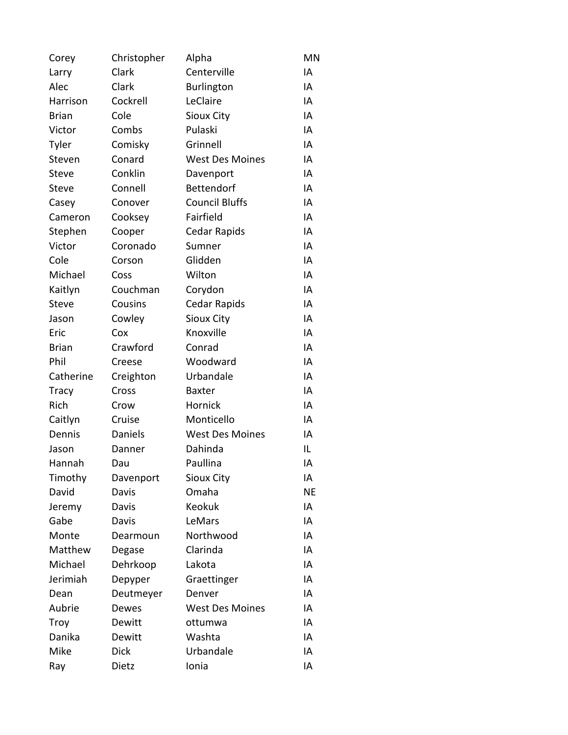| | | | |
|---|---|---|---|
| Corey | Christopher | Alpha | MN |
| Larry | Clark | Centerville | IA |
| Alec | Clark | Burlington | IA |
| Harrison | Cockrell | LeClaire | IA |
| Brian | Cole | Sioux City | IA |
| Victor | Combs | Pulaski | IA |
| Tyler | Comisky | Grinnell | IA |
| Steven | Conard | West Des Moines | IA |
| Steve | Conklin | Davenport | IA |
| Steve | Connell | Bettendorf | IA |
| Casey | Conover | Council Bluffs | IA |
| Cameron | Cooksey | Fairfield | IA |
| Stephen | Cooper | Cedar Rapids | IA |
| Victor | Coronado | Sumner | IA |
| Cole | Corson | Glidden | IA |
| Michael | Coss | Wilton | IA |
| Kaitlyn | Couchman | Corydon | IA |
| Steve | Cousins | Cedar Rapids | IA |
| Jason | Cowley | Sioux City | IA |
| Eric | Cox | Knoxville | IA |
| Brian | Crawford | Conrad | IA |
| Phil | Creese | Woodward | IA |
| Catherine | Creighton | Urbandale | IA |
| Tracy | Cross | Baxter | IA |
| Rich | Crow | Hornick | IA |
| Caitlyn | Cruise | Monticello | IA |
| Dennis | Daniels | West Des Moines | IA |
| Jason | Danner | Dahinda | IL |
| Hannah | Dau | Paullina | IA |
| Timothy | Davenport | Sioux City | IA |
| David | Davis | Omaha | NE |
| Jeremy | Davis | Keokuk | IA |
| Gabe | Davis | LeMars | IA |
| Monte | Dearmoun | Northwood | IA |
| Matthew | Degase | Clarinda | IA |
| Michael | Dehrkoop | Lakota | IA |
| Jerimiah | Depyper | Graettinger | IA |
| Dean | Deutmeyer | Denver | IA |
| Aubrie | Dewes | West Des Moines | IA |
| Troy | Dewitt | ottumwa | IA |
| Danika | Dewitt | Washta | IA |
| Mike | Dick | Urbandale | IA |
| Ray | Dietz | Ionia | IA |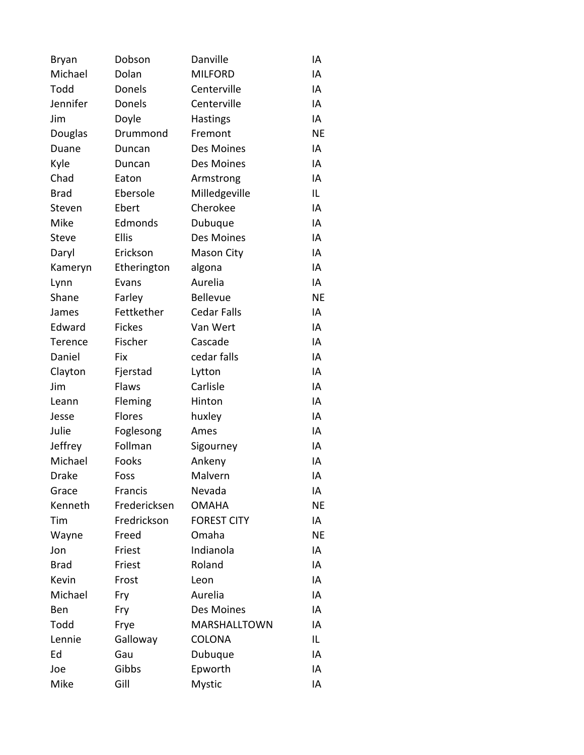| | | | |
|---|---|---|---|
| Bryan | Dobson | Danville | IA |
| Michael | Dolan | MILFORD | IA |
| Todd | Donels | Centerville | IA |
| Jennifer | Donels | Centerville | IA |
| Jim | Doyle | Hastings | IA |
| Douglas | Drummond | Fremont | NE |
| Duane | Duncan | Des Moines | IA |
| Kyle | Duncan | Des Moines | IA |
| Chad | Eaton | Armstrong | IA |
| Brad | Ebersole | Milledgeville | IL |
| Steven | Ebert | Cherokee | IA |
| Mike | Edmonds | Dubuque | IA |
| Steve | Ellis | Des Moines | IA |
| Daryl | Erickson | Mason City | IA |
| Kameryn | Etherington | algona | IA |
| Lynn | Evans | Aurelia | IA |
| Shane | Farley | Bellevue | NE |
| James | Fettkether | Cedar Falls | IA |
| Edward | Fickes | Van Wert | IA |
| Terence | Fischer | Cascade | IA |
| Daniel | Fix | cedar falls | IA |
| Clayton | Fjerstad | Lytton | IA |
| Jim | Flaws | Carlisle | IA |
| Leann | Fleming | Hinton | IA |
| Jesse | Flores | huxley | IA |
| Julie | Foglesong | Ames | IA |
| Jeffrey | Follman | Sigourney | IA |
| Michael | Fooks | Ankeny | IA |
| Drake | Foss | Malvern | IA |
| Grace | Francis | Nevada | IA |
| Kenneth | Fredericksen | OMAHA | NE |
| Tim | Fredrickson | FOREST CITY | IA |
| Wayne | Freed | Omaha | NE |
| Jon | Friest | Indianola | IA |
| Brad | Friest | Roland | IA |
| Kevin | Frost | Leon | IA |
| Michael | Fry | Aurelia | IA |
| Ben | Fry | Des Moines | IA |
| Todd | Frye | MARSHALLTOWN | IA |
| Lennie | Galloway | COLONA | IL |
| Ed | Gau | Dubuque | IA |
| Joe | Gibbs | Epworth | IA |
| Mike | Gill | Mystic | IA |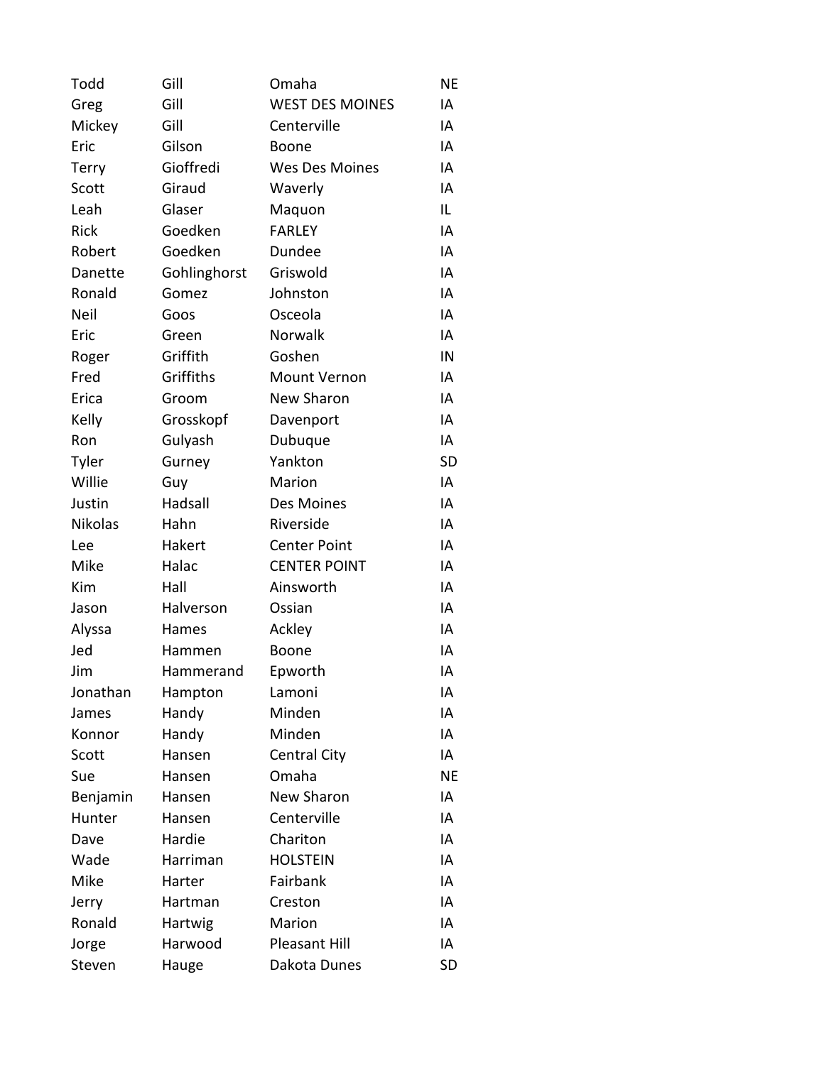| | | | |
|---|---|---|---|
| Todd | Gill | Omaha | NE |
| Greg | Gill | WEST DES MOINES | IA |
| Mickey | Gill | Centerville | IA |
| Eric | Gilson | Boone | IA |
| Terry | Gioffredi | Wes Des Moines | IA |
| Scott | Giraud | Waverly | IA |
| Leah | Glaser | Maquon | IL |
| Rick | Goedken | FARLEY | IA |
| Robert | Goedken | Dundee | IA |
| Danette | Gohlinghorst | Griswold | IA |
| Ronald | Gomez | Johnston | IA |
| Neil | Goos | Osceola | IA |
| Eric | Green | Norwalk | IA |
| Roger | Griffith | Goshen | IN |
| Fred | Griffiths | Mount Vernon | IA |
| Erica | Groom | New Sharon | IA |
| Kelly | Grosskopf | Davenport | IA |
| Ron | Gulyash | Dubuque | IA |
| Tyler | Gurney | Yankton | SD |
| Willie | Guy | Marion | IA |
| Justin | Hadsall | Des Moines | IA |
| Nikolas | Hahn | Riverside | IA |
| Lee | Hakert | Center Point | IA |
| Mike | Halac | CENTER POINT | IA |
| Kim | Hall | Ainsworth | IA |
| Jason | Halverson | Ossian | IA |
| Alyssa | Hames | Ackley | IA |
| Jed | Hammen | Boone | IA |
| Jim | Hammerand | Epworth | IA |
| Jonathan | Hampton | Lamoni | IA |
| James | Handy | Minden | IA |
| Konnor | Handy | Minden | IA |
| Scott | Hansen | Central City | IA |
| Sue | Hansen | Omaha | NE |
| Benjamin | Hansen | New Sharon | IA |
| Hunter | Hansen | Centerville | IA |
| Dave | Hardie | Chariton | IA |
| Wade | Harriman | HOLSTEIN | IA |
| Mike | Harter | Fairbank | IA |
| Jerry | Hartman | Creston | IA |
| Ronald | Hartwig | Marion | IA |
| Jorge | Harwood | Pleasant Hill | IA |
| Steven | Hauge | Dakota Dunes | SD |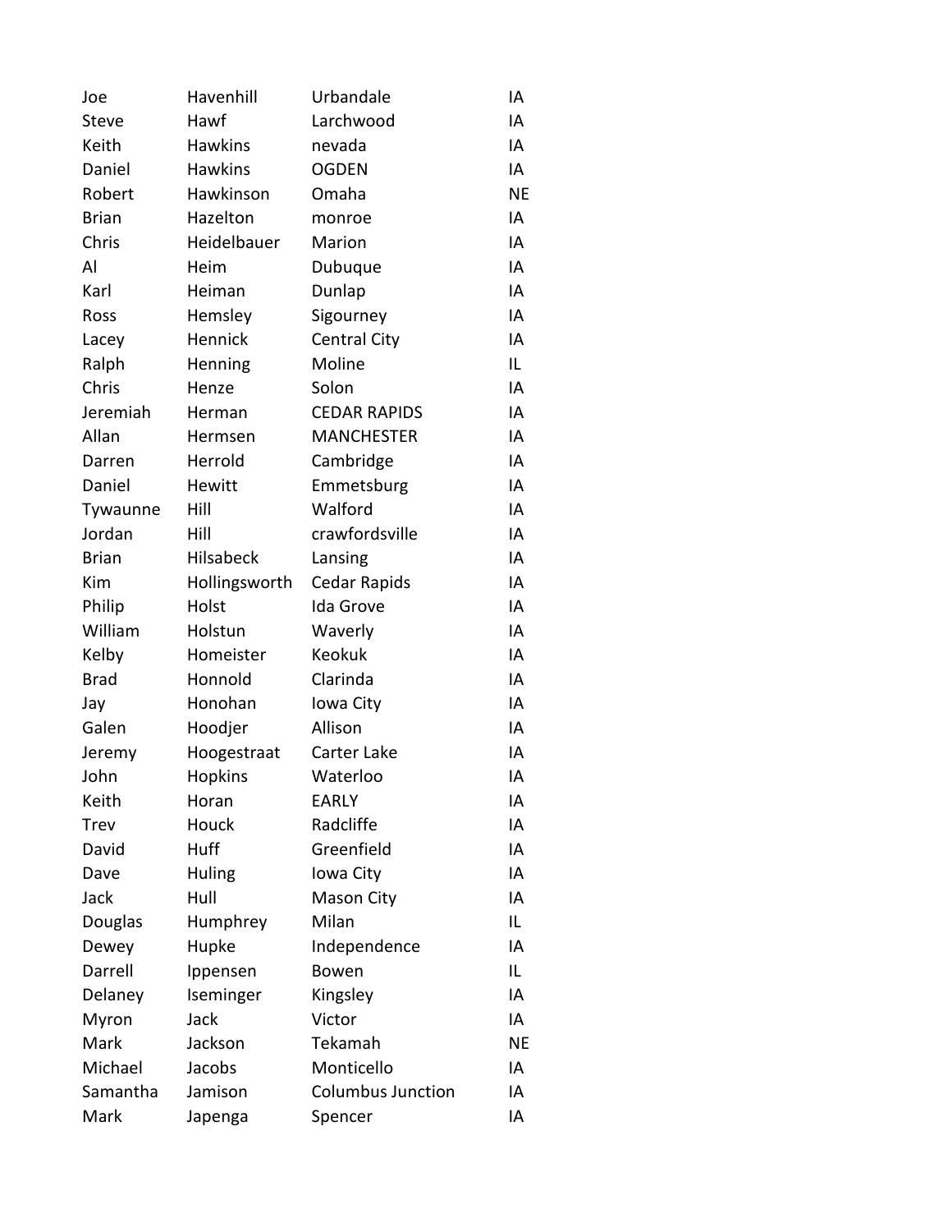| Joe | Havenhill | Urbandale | IA |
| --- | --- | --- | --- |
| Steve | Hawf | Larchwood | IA |
| Keith | Hawkins | nevada | IA |
| Daniel | Hawkins | OGDEN | IA |
| Robert | Hawkinson | Omaha | NE |
| Brian | Hazelton | monroe | IA |
| Chris | Heidelbauer | Marion | IA |
| Al | Heim | Dubuque | IA |
| Karl | Heiman | Dunlap | IA |
| Ross | Hemsley | Sigourney | IA |
| Lacey | Hennick | Central City | IA |
| Ralph | Henning | Moline | IL |
| Chris | Henze | Solon | IA |
| Jeremiah | Herman | CEDAR RAPIDS | IA |
| Allan | Hermsen | MANCHESTER | IA |
| Darren | Herrold | Cambridge | IA |
| Daniel | Hewitt | Emmetsburg | IA |
| Tywaunne | Hill | Walford | IA |
| Jordan | Hill | crawfordsville | IA |
| Brian | Hilsabeck | Lansing | IA |
| Kim | Hollingsworth | Cedar Rapids | IA |
| Philip | Holst | Ida Grove | IA |
| William | Holstun | Waverly | IA |
| Kelby | Homeister | Keokuk | IA |
| Brad | Honnold | Clarinda | IA |
| Jay | Honohan | Iowa City | IA |
| Galen | Hoodjer | Allison | IA |
| Jeremy | Hoogestraat | Carter Lake | IA |
| John | Hopkins | Waterloo | IA |
| Keith | Horan | EARLY | IA |
| Trev | Houck | Radcliffe | IA |
| David | Huff | Greenfield | IA |
| Dave | Huling | Iowa City | IA |
| Jack | Hull | Mason City | IA |
| Douglas | Humphrey | Milan | IL |
| Dewey | Hupke | Independence | IA |
| Darrell | Ippensen | Bowen | IL |
| Delaney | Iseminger | Kingsley | IA |
| Myron | Jack | Victor | IA |
| Mark | Jackson | Tekamah | NE |
| Michael | Jacobs | Monticello | IA |
| Samantha | Jamison | Columbus Junction | IA |
| Mark | Japenga | Spencer | IA |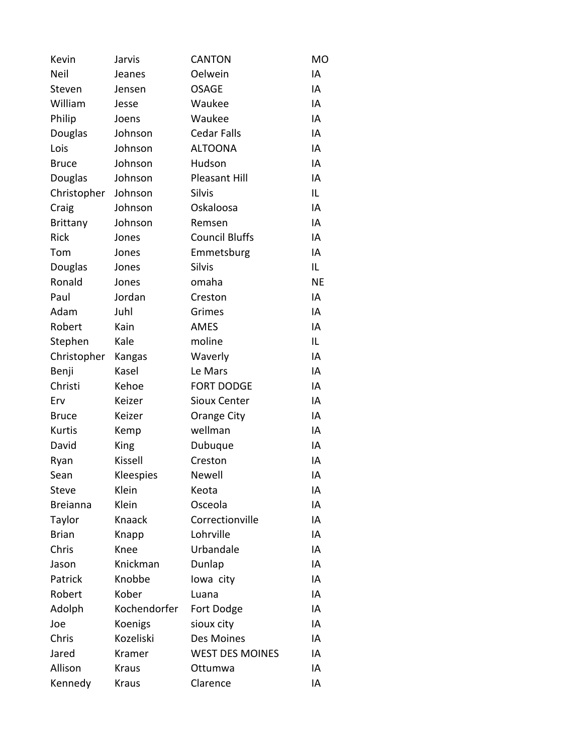| Kevin | Jarvis | CANTON | MO |
|---|---|---|---|
| Neil | Jeanes | Oelwein | IA |
| Steven | Jensen | OSAGE | IA |
| William | Jesse | Waukee | IA |
| Philip | Joens | Waukee | IA |
| Douglas | Johnson | Cedar Falls | IA |
| Lois | Johnson | ALTOONA | IA |
| Bruce | Johnson | Hudson | IA |
| Douglas | Johnson | Pleasant Hill | IA |
| Christopher | Johnson | Silvis | IL |
| Craig | Johnson | Oskaloosa | IA |
| Brittany | Johnson | Remsen | IA |
| Rick | Jones | Council Bluffs | IA |
| Tom | Jones | Emmetsburg | IA |
| Douglas | Jones | Silvis | IL |
| Ronald | Jones | omaha | NE |
| Paul | Jordan | Creston | IA |
| Adam | Juhl | Grimes | IA |
| Robert | Kain | AMES | IA |
| Stephen | Kale | moline | IL |
| Christopher | Kangas | Waverly | IA |
| Benji | Kasel | Le Mars | IA |
| Christi | Kehoe | FORT DODGE | IA |
| Erv | Keizer | Sioux Center | IA |
| Bruce | Keizer | Orange City | IA |
| Kurtis | Kemp | wellman | IA |
| David | King | Dubuque | IA |
| Ryan | Kissell | Creston | IA |
| Sean | Kleespies | Newell | IA |
| Steve | Klein | Keota | IA |
| Breianna | Klein | Osceola | IA |
| Taylor | Knaack | Correctionville | IA |
| Brian | Knapp | Lohrville | IA |
| Chris | Knee | Urbandale | IA |
| Jason | Knickman | Dunlap | IA |
| Patrick | Knobbe | Iowa  city | IA |
| Robert | Kober | Luana | IA |
| Adolph | Kochendorfer | Fort Dodge | IA |
| Joe | Koenigs | sioux city | IA |
| Chris | Kozeliski | Des Moines | IA |
| Jared | Kramer | WEST DES MOINES | IA |
| Allison | Kraus | Ottumwa | IA |
| Kennedy | Kraus | Clarence | IA |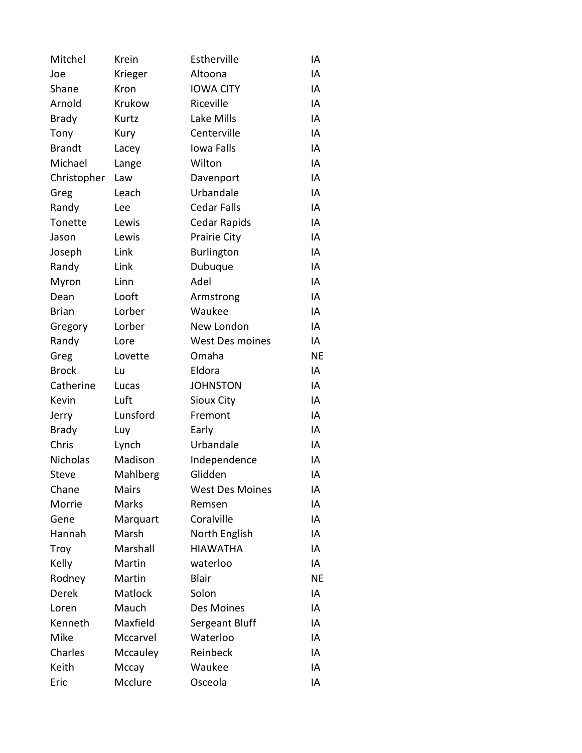| Mitchel | Krein | Estherville | IA |
|---|---|---|---|
| Joe | Krieger | Altoona | IA |
| Shane | Kron | IOWA CITY | IA |
| Arnold | Krukow | Riceville | IA |
| Brady | Kurtz | Lake Mills | IA |
| Tony | Kury | Centerville | IA |
| Brandt | Lacey | Iowa Falls | IA |
| Michael | Lange | Wilton | IA |
| Christopher | Law | Davenport | IA |
| Greg | Leach | Urbandale | IA |
| Randy | Lee | Cedar Falls | IA |
| Tonette | Lewis | Cedar Rapids | IA |
| Jason | Lewis | Prairie City | IA |
| Joseph | Link | Burlington | IA |
| Randy | Link | Dubuque | IA |
| Myron | Linn | Adel | IA |
| Dean | Looft | Armstrong | IA |
| Brian | Lorber | Waukee | IA |
| Gregory | Lorber | New London | IA |
| Randy | Lore | West Des moines | IA |
| Greg | Lovette | Omaha | NE |
| Brock | Lu | Eldora | IA |
| Catherine | Lucas | JOHNSTON | IA |
| Kevin | Luft | Sioux City | IA |
| Jerry | Lunsford | Fremont | IA |
| Brady | Luy | Early | IA |
| Chris | Lynch | Urbandale | IA |
| Nicholas | Madison | Independence | IA |
| Steve | Mahlberg | Glidden | IA |
| Chane | Mairs | West Des Moines | IA |
| Morrie | Marks | Remsen | IA |
| Gene | Marquart | Coralville | IA |
| Hannah | Marsh | North English | IA |
| Troy | Marshall | HIAWATHA | IA |
| Kelly | Martin | waterloo | IA |
| Rodney | Martin | Blair | NE |
| Derek | Matlock | Solon | IA |
| Loren | Mauch | Des Moines | IA |
| Kenneth | Maxfield | Sergeant Bluff | IA |
| Mike | Mccarvel | Waterloo | IA |
| Charles | Mccauley | Reinbeck | IA |
| Keith | Mccay | Waukee | IA |
| Eric | Mcclure | Osceola | IA |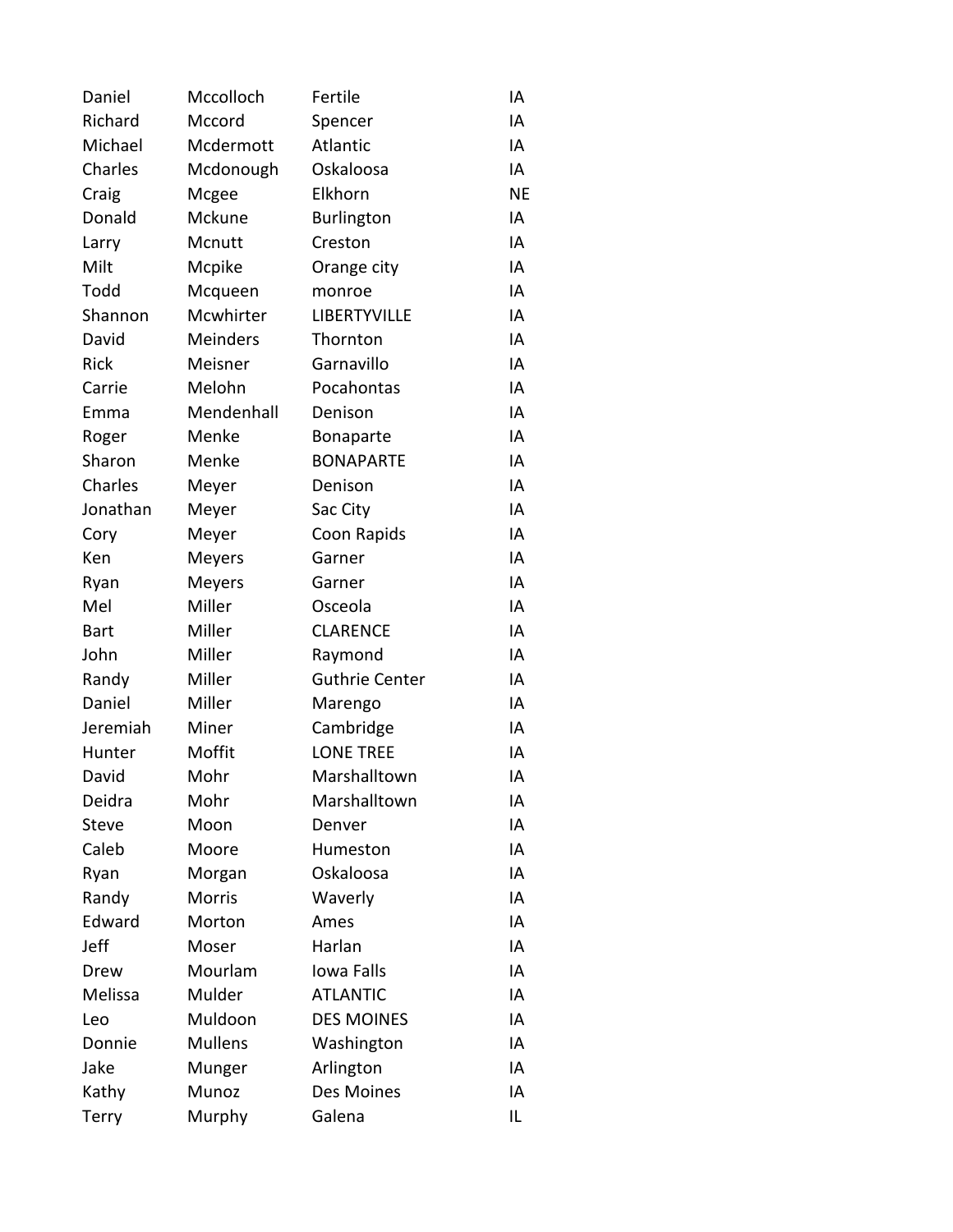| | | | |
|---|---|---|---|
| Daniel | Mccolloch | Fertile | IA |
| Richard | Mccord | Spencer | IA |
| Michael | Mcdermott | Atlantic | IA |
| Charles | Mcdonough | Oskaloosa | IA |
| Craig | Mcgee | Elkhorn | NE |
| Donald | Mckune | Burlington | IA |
| Larry | Mcnutt | Creston | IA |
| Milt | Mcpike | Orange city | IA |
| Todd | Mcqueen | monroe | IA |
| Shannon | Mcwhirter | LIBERTYVILLE | IA |
| David | Meinders | Thornton | IA |
| Rick | Meisner | Garnavillo | IA |
| Carrie | Melohn | Pocahontas | IA |
| Emma | Mendenhall | Denison | IA |
| Roger | Menke | Bonaparte | IA |
| Sharon | Menke | BONAPARTE | IA |
| Charles | Meyer | Denison | IA |
| Jonathan | Meyer | Sac City | IA |
| Cory | Meyer | Coon Rapids | IA |
| Ken | Meyers | Garner | IA |
| Ryan | Meyers | Garner | IA |
| Mel | Miller | Osceola | IA |
| Bart | Miller | CLARENCE | IA |
| John | Miller | Raymond | IA |
| Randy | Miller | Guthrie Center | IA |
| Daniel | Miller | Marengo | IA |
| Jeremiah | Miner | Cambridge | IA |
| Hunter | Moffit | LONE TREE | IA |
| David | Mohr | Marshalltown | IA |
| Deidra | Mohr | Marshalltown | IA |
| Steve | Moon | Denver | IA |
| Caleb | Moore | Humeston | IA |
| Ryan | Morgan | Oskaloosa | IA |
| Randy | Morris | Waverly | IA |
| Edward | Morton | Ames | IA |
| Jeff | Moser | Harlan | IA |
| Drew | Mourlam | Iowa Falls | IA |
| Melissa | Mulder | ATLANTIC | IA |
| Leo | Muldoon | DES MOINES | IA |
| Donnie | Mullens | Washington | IA |
| Jake | Munger | Arlington | IA |
| Kathy | Munoz | Des Moines | IA |
| Terry | Murphy | Galena | IL |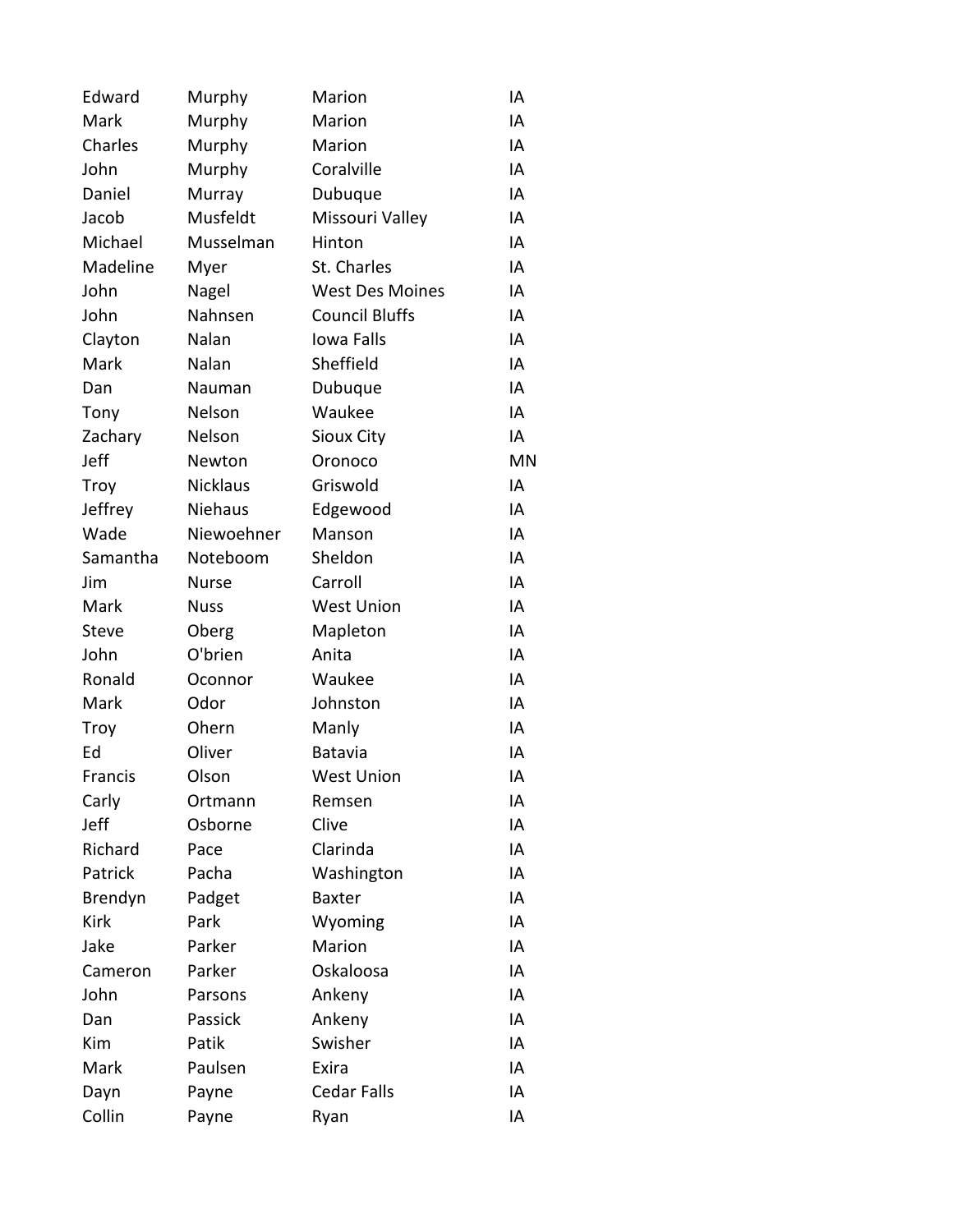| | | | |
|---|---|---|---|
| Edward | Murphy | Marion | IA |
| Mark | Murphy | Marion | IA |
| Charles | Murphy | Marion | IA |
| John | Murphy | Coralville | IA |
| Daniel | Murray | Dubuque | IA |
| Jacob | Musfeldt | Missouri Valley | IA |
| Michael | Musselman | Hinton | IA |
| Madeline | Myer | St. Charles | IA |
| John | Nagel | West Des Moines | IA |
| John | Nahnsen | Council Bluffs | IA |
| Clayton | Nalan | Iowa Falls | IA |
| Mark | Nalan | Sheffield | IA |
| Dan | Nauman | Dubuque | IA |
| Tony | Nelson | Waukee | IA |
| Zachary | Nelson | Sioux City | IA |
| Jeff | Newton | Oronoco | MN |
| Troy | Nicklaus | Griswold | IA |
| Jeffrey | Niehaus | Edgewood | IA |
| Wade | Niewoehner | Manson | IA |
| Samantha | Noteboom | Sheldon | IA |
| Jim | Nurse | Carroll | IA |
| Mark | Nuss | West Union | IA |
| Steve | Oberg | Mapleton | IA |
| John | O'brien | Anita | IA |
| Ronald | Oconnor | Waukee | IA |
| Mark | Odor | Johnston | IA |
| Troy | Ohern | Manly | IA |
| Ed | Oliver | Batavia | IA |
| Francis | Olson | West Union | IA |
| Carly | Ortmann | Remsen | IA |
| Jeff | Osborne | Clive | IA |
| Richard | Pace | Clarinda | IA |
| Patrick | Pacha | Washington | IA |
| Brendyn | Padget | Baxter | IA |
| Kirk | Park | Wyoming | IA |
| Jake | Parker | Marion | IA |
| Cameron | Parker | Oskaloosa | IA |
| John | Parsons | Ankeny | IA |
| Dan | Passick | Ankeny | IA |
| Kim | Patik | Swisher | IA |
| Mark | Paulsen | Exira | IA |
| Dayn | Payne | Cedar Falls | IA |
| Collin | Payne | Ryan | IA |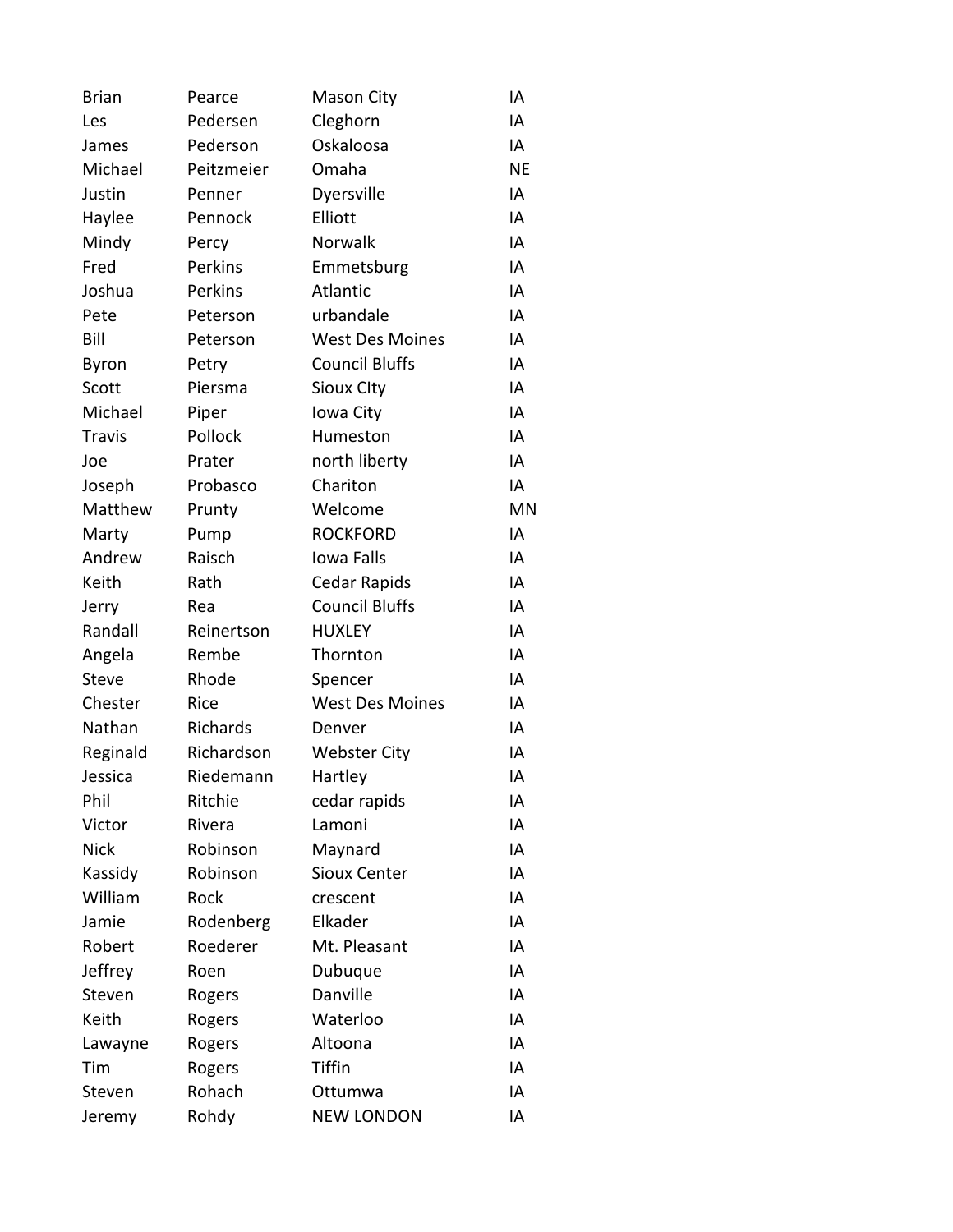| | | | |
|---|---|---|---|
| Brian | Pearce | Mason City | IA |
| Les | Pedersen | Cleghorn | IA |
| James | Pederson | Oskaloosa | IA |
| Michael | Peitzmeier | Omaha | NE |
| Justin | Penner | Dyersville | IA |
| Haylee | Pennock | Elliott | IA |
| Mindy | Percy | Norwalk | IA |
| Fred | Perkins | Emmetsburg | IA |
| Joshua | Perkins | Atlantic | IA |
| Pete | Peterson | urbandale | IA |
| Bill | Peterson | West Des Moines | IA |
| Byron | Petry | Council Bluffs | IA |
| Scott | Piersma | Sioux CIty | IA |
| Michael | Piper | Iowa City | IA |
| Travis | Pollock | Humeston | IA |
| Joe | Prater | north liberty | IA |
| Joseph | Probasco | Chariton | IA |
| Matthew | Prunty | Welcome | MN |
| Marty | Pump | ROCKFORD | IA |
| Andrew | Raisch | Iowa Falls | IA |
| Keith | Rath | Cedar Rapids | IA |
| Jerry | Rea | Council Bluffs | IA |
| Randall | Reinertson | HUXLEY | IA |
| Angela | Rembe | Thornton | IA |
| Steve | Rhode | Spencer | IA |
| Chester | Rice | West Des Moines | IA |
| Nathan | Richards | Denver | IA |
| Reginald | Richardson | Webster City | IA |
| Jessica | Riedemann | Hartley | IA |
| Phil | Ritchie | cedar rapids | IA |
| Victor | Rivera | Lamoni | IA |
| Nick | Robinson | Maynard | IA |
| Kassidy | Robinson | Sioux Center | IA |
| William | Rock | crescent | IA |
| Jamie | Rodenberg | Elkader | IA |
| Robert | Roederer | Mt. Pleasant | IA |
| Jeffrey | Roen | Dubuque | IA |
| Steven | Rogers | Danville | IA |
| Keith | Rogers | Waterloo | IA |
| Lawayne | Rogers | Altoona | IA |
| Tim | Rogers | Tiffin | IA |
| Steven | Rohach | Ottumwa | IA |
| Jeremy | Rohdy | NEW LONDON | IA |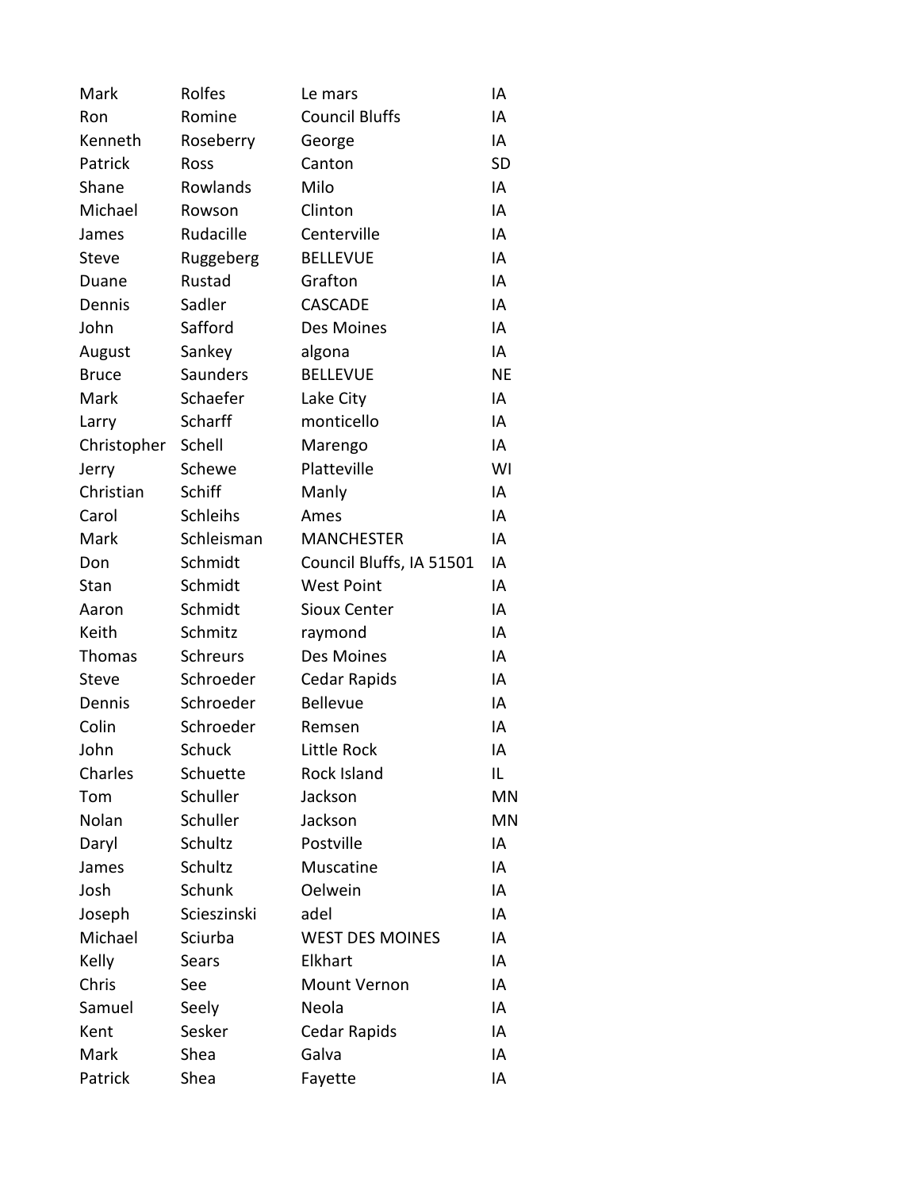| | | | |
|---|---|---|---|
| Mark | Rolfes | Le mars | IA |
| Ron | Romine | Council Bluffs | IA |
| Kenneth | Roseberry | George | IA |
| Patrick | Ross | Canton | SD |
| Shane | Rowlands | Milo | IA |
| Michael | Rowson | Clinton | IA |
| James | Rudacille | Centerville | IA |
| Steve | Ruggeberg | BELLEVUE | IA |
| Duane | Rustad | Grafton | IA |
| Dennis | Sadler | CASCADE | IA |
| John | Safford | Des Moines | IA |
| August | Sankey | algona | IA |
| Bruce | Saunders | BELLEVUE | NE |
| Mark | Schaefer | Lake City | IA |
| Larry | Scharff | monticello | IA |
| Christopher | Schell | Marengo | IA |
| Jerry | Schewe | Platteville | WI |
| Christian | Schiff | Manly | IA |
| Carol | Schleihs | Ames | IA |
| Mark | Schleisman | MANCHESTER | IA |
| Don | Schmidt | Council Bluffs, IA 51501 | IA |
| Stan | Schmidt | West Point | IA |
| Aaron | Schmidt | Sioux Center | IA |
| Keith | Schmitz | raymond | IA |
| Thomas | Schreurs | Des Moines | IA |
| Steve | Schroeder | Cedar Rapids | IA |
| Dennis | Schroeder | Bellevue | IA |
| Colin | Schroeder | Remsen | IA |
| John | Schuck | Little Rock | IA |
| Charles | Schuette | Rock Island | IL |
| Tom | Schuller | Jackson | MN |
| Nolan | Schuller | Jackson | MN |
| Daryl | Schultz | Postville | IA |
| James | Schultz | Muscatine | IA |
| Josh | Schunk | Oelwein | IA |
| Joseph | Scieszinski | adel | IA |
| Michael | Sciurba | WEST DES MOINES | IA |
| Kelly | Sears | Elkhart | IA |
| Chris | See | Mount Vernon | IA |
| Samuel | Seely | Neola | IA |
| Kent | Sesker | Cedar Rapids | IA |
| Mark | Shea | Galva | IA |
| Patrick | Shea | Fayette | IA |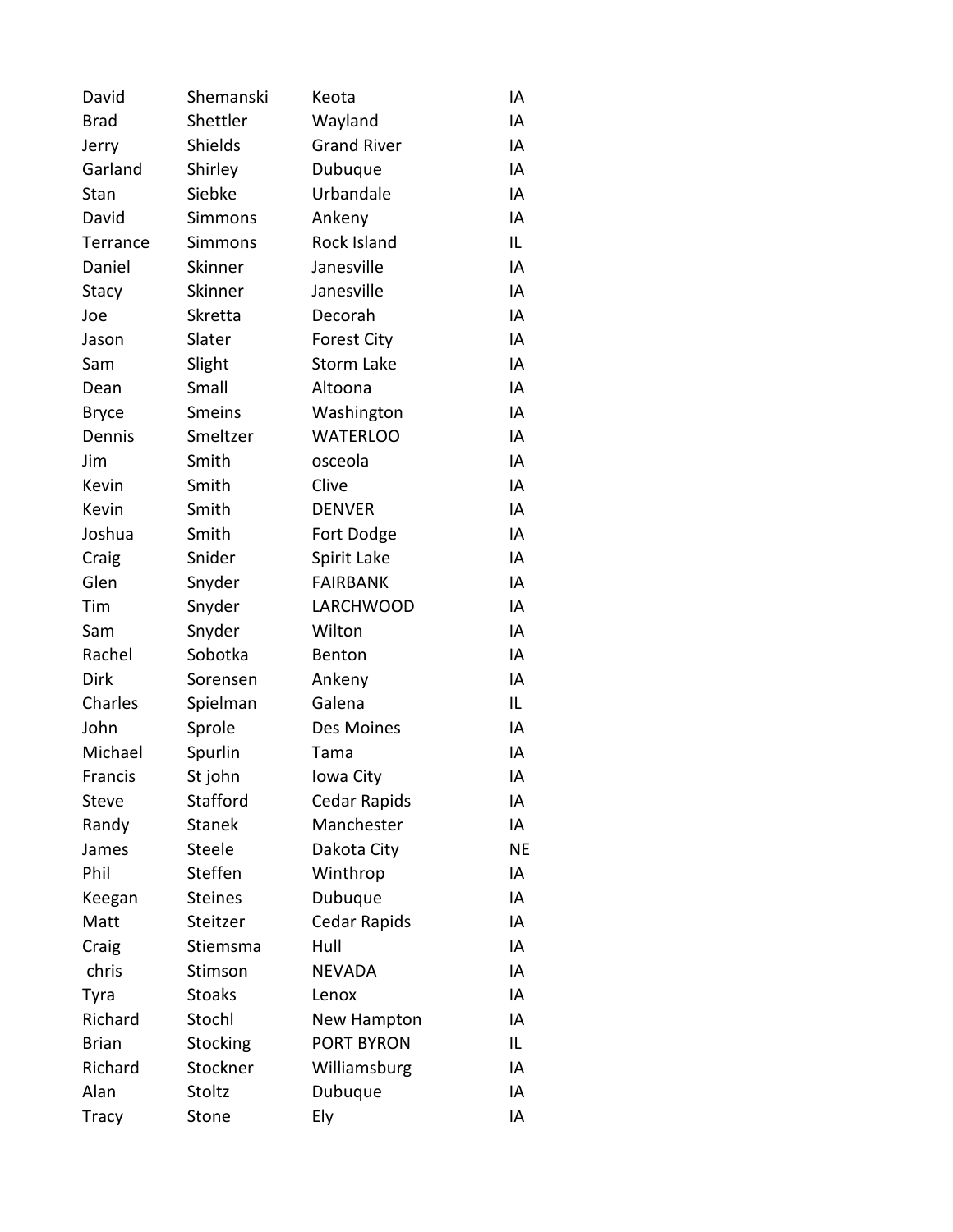| | | | |
|---|---|---|---|
| David | Shemanski | Keota | IA |
| Brad | Shettler | Wayland | IA |
| Jerry | Shields | Grand River | IA |
| Garland | Shirley | Dubuque | IA |
| Stan | Siebke | Urbandale | IA |
| David | Simmons | Ankeny | IA |
| Terrance | Simmons | Rock Island | IL |
| Daniel | Skinner | Janesville | IA |
| Stacy | Skinner | Janesville | IA |
| Joe | Skretta | Decorah | IA |
| Jason | Slater | Forest City | IA |
| Sam | Slight | Storm Lake | IA |
| Dean | Small | Altoona | IA |
| Bryce | Smeins | Washington | IA |
| Dennis | Smeltzer | WATERLOO | IA |
| Jim | Smith | osceola | IA |
| Kevin | Smith | Clive | IA |
| Kevin | Smith | DENVER | IA |
| Joshua | Smith | Fort Dodge | IA |
| Craig | Snider | Spirit Lake | IA |
| Glen | Snyder | FAIRBANK | IA |
| Tim | Snyder | LARCHWOOD | IA |
| Sam | Snyder | Wilton | IA |
| Rachel | Sobotka | Benton | IA |
| Dirk | Sorensen | Ankeny | IA |
| Charles | Spielman | Galena | IL |
| John | Sprole | Des Moines | IA |
| Michael | Spurlin | Tama | IA |
| Francis | St john | Iowa City | IA |
| Steve | Stafford | Cedar Rapids | IA |
| Randy | Stanek | Manchester | IA |
| James | Steele | Dakota City | NE |
| Phil | Steffen | Winthrop | IA |
| Keegan | Steines | Dubuque | IA |
| Matt | Steitzer | Cedar Rapids | IA |
| Craig | Stiemsma | Hull | IA |
| chris | Stimson | NEVADA | IA |
| Tyra | Stoaks | Lenox | IA |
| Richard | Stochl | New Hampton | IA |
| Brian | Stocking | PORT BYRON | IL |
| Richard | Stockner | Williamsburg | IA |
| Alan | Stoltz | Dubuque | IA |
| Tracy | Stone | Ely | IA |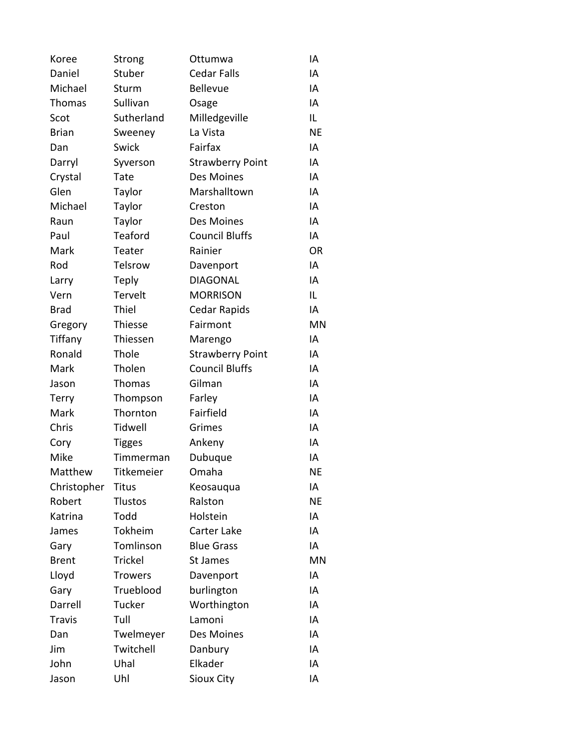| | | | |
|---|---|---|---|
| Koree | Strong | Ottumwa | IA |
| Daniel | Stuber | Cedar Falls | IA |
| Michael | Sturm | Bellevue | IA |
| Thomas | Sullivan | Osage | IA |
| Scot | Sutherland | Milledgeville | IL |
| Brian | Sweeney | La Vista | NE |
| Dan | Swick | Fairfax | IA |
| Darryl | Syverson | Strawberry Point | IA |
| Crystal | Tate | Des Moines | IA |
| Glen | Taylor | Marshalltown | IA |
| Michael | Taylor | Creston | IA |
| Raun | Taylor | Des Moines | IA |
| Paul | Teaford | Council Bluffs | IA |
| Mark | Teater | Rainier | OR |
| Rod | Telsrow | Davenport | IA |
| Larry | Teply | DIAGONAL | IA |
| Vern | Tervelt | MORRISON | IL |
| Brad | Thiel | Cedar Rapids | IA |
| Gregory | Thiesse | Fairmont | MN |
| Tiffany | Thiessen | Marengo | IA |
| Ronald | Thole | Strawberry Point | IA |
| Mark | Tholen | Council Bluffs | IA |
| Jason | Thomas | Gilman | IA |
| Terry | Thompson | Farley | IA |
| Mark | Thornton | Fairfield | IA |
| Chris | Tidwell | Grimes | IA |
| Cory | Tigges | Ankeny | IA |
| Mike | Timmerman | Dubuque | IA |
| Matthew | Titkemeier | Omaha | NE |
| Christopher | Titus | Keosauqua | IA |
| Robert | Tlustos | Ralston | NE |
| Katrina | Todd | Holstein | IA |
| James | Tokheim | Carter Lake | IA |
| Gary | Tomlinson | Blue Grass | IA |
| Brent | Trickel | St James | MN |
| Lloyd | Trowers | Davenport | IA |
| Gary | Trueblood | burlington | IA |
| Darrell | Tucker | Worthington | IA |
| Travis | Tull | Lamoni | IA |
| Dan | Twelmeyer | Des Moines | IA |
| Jim | Twitchell | Danbury | IA |
| John | Uhal | Elkader | IA |
| Jason | Uhl | Sioux City | IA |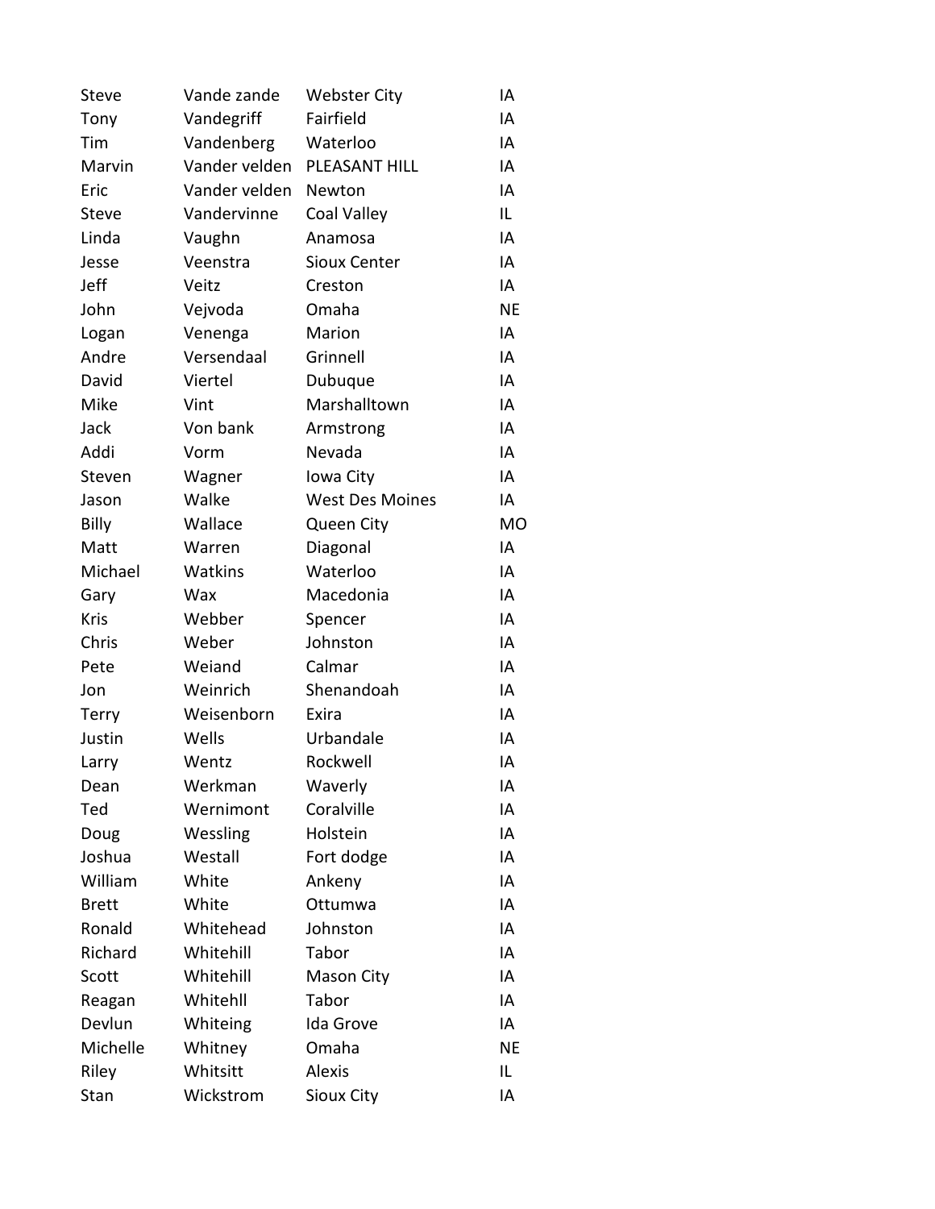| | | | |
|---|---|---|---|
| Steve | Vande zande | Webster City | IA |
| Tony | Vandegriff | Fairfield | IA |
| Tim | Vandenberg | Waterloo | IA |
| Marvin | Vander velden | PLEASANT HILL | IA |
| Eric | Vander velden | Newton | IA |
| Steve | Vandervinne | Coal Valley | IL |
| Linda | Vaughn | Anamosa | IA |
| Jesse | Veenstra | Sioux Center | IA |
| Jeff | Veitz | Creston | IA |
| John | Vejvoda | Omaha | NE |
| Logan | Venenga | Marion | IA |
| Andre | Versendaal | Grinnell | IA |
| David | Viertel | Dubuque | IA |
| Mike | Vint | Marshalltown | IA |
| Jack | Von bank | Armstrong | IA |
| Addi | Vorm | Nevada | IA |
| Steven | Wagner | Iowa City | IA |
| Jason | Walke | West Des Moines | IA |
| Billy | Wallace | Queen City | MO |
| Matt | Warren | Diagonal | IA |
| Michael | Watkins | Waterloo | IA |
| Gary | Wax | Macedonia | IA |
| Kris | Webber | Spencer | IA |
| Chris | Weber | Johnston | IA |
| Pete | Weiand | Calmar | IA |
| Jon | Weinrich | Shenandoah | IA |
| Terry | Weisenborn | Exira | IA |
| Justin | Wells | Urbandale | IA |
| Larry | Wentz | Rockwell | IA |
| Dean | Werkman | Waverly | IA |
| Ted | Wernimont | Coralville | IA |
| Doug | Wessling | Holstein | IA |
| Joshua | Westall | Fort dodge | IA |
| William | White | Ankeny | IA |
| Brett | White | Ottumwa | IA |
| Ronald | Whitehead | Johnston | IA |
| Richard | Whitehill | Tabor | IA |
| Scott | Whitehill | Mason City | IA |
| Reagan | Whitehll | Tabor | IA |
| Devlun | Whiteing | Ida Grove | IA |
| Michelle | Whitney | Omaha | NE |
| Riley | Whitsitt | Alexis | IL |
| Stan | Wickstrom | Sioux City | IA |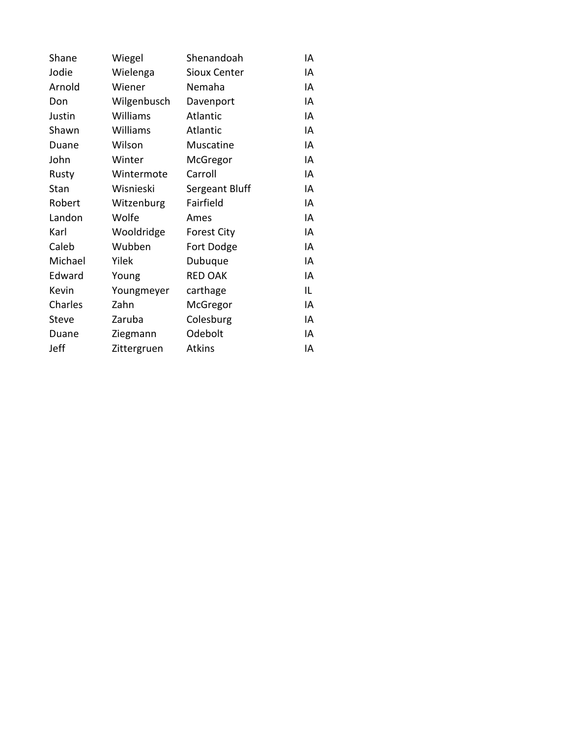| | | | |
|---|---|---|---|
| Shane | Wiegel | Shenandoah | IA |
| Jodie | Wielenga | Sioux Center | IA |
| Arnold | Wiener | Nemaha | IA |
| Don | Wilgenbusch | Davenport | IA |
| Justin | Williams | Atlantic | IA |
| Shawn | Williams | Atlantic | IA |
| Duane | Wilson | Muscatine | IA |
| John | Winter | McGregor | IA |
| Rusty | Wintermote | Carroll | IA |
| Stan | Wisnieski | Sergeant Bluff | IA |
| Robert | Witzenburg | Fairfield | IA |
| Landon | Wolfe | Ames | IA |
| Karl | Wooldridge | Forest City | IA |
| Caleb | Wubben | Fort Dodge | IA |
| Michael | Yilek | Dubuque | IA |
| Edward | Young | RED OAK | IA |
| Kevin | Youngmeyer | carthage | IL |
| Charles | Zahn | McGregor | IA |
| Steve | Zaruba | Colesburg | IA |
| Duane | Ziegmann | Odebolt | IA |
| Jeff | Zittergruen | Atkins | IA |